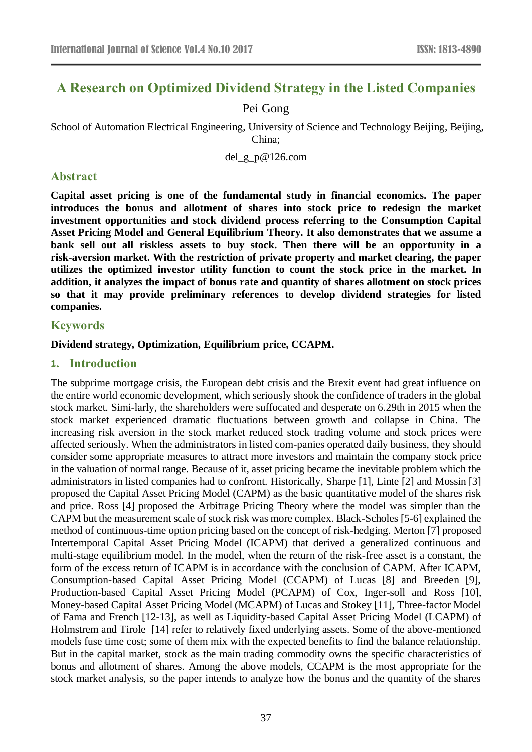# A Research on Optimized Dividend Strategy in the Listed Companies

Pei Gong

School of Automation Electrical Engineering, University of Science and Technology Beijing, Beijing, China;

del_g_p@126.com

## Abstract

**Capital asset pricing is one of the fundamental study in financial economics. The paper introduces the bonus and allotment of shares into stock price to redesign the market investment opportunities and stock dividend process referring to the Consumption Capital Asset Pricing Model and General Equilibrium Theory. It also demonstrates that we assume a bank sell out all riskless assets to buy stock. Then there will be an opportunity in a risk-aversion market. With the restriction of private property and market clearing, the paper utilizes the optimized investor utility function to count the stock price in the market. In addition, it analyzes the impact of bonus rate and quantity of shares allotment on stock prices so that it may provide preliminary references to develop dividend strategies for listed companies.**

## Keywords

**Dividend strategy, Optimization, Equilibrium price, CCAPM.**

## 1. Introduction

The subprime mortgage crisis, the European debt crisis and the Brexit event had great influence on the entire world economic development, which seriously shook the confidence of traders in the global stock market. Simi-larly, the shareholders were suffocated and desperate on 6.29th in 2015 when the stock market experienced dramatic fluctuations between growth and collapse in China. The increasing risk aversion in the stock market reduced stock trading volume and stock prices were affected seriously. When the administrators in listed com-panies operated daily business, they should consider some appropriate measures to attract more investors and maintain the company stock price in the valuation of normal range. Because of it, asset pricing became the inevitable problem which the administrators in listed companies had to confront. Historically, Sharpe [1], Linte [2] and Mossin [3] proposed the Capital Asset Pricing Model (CAPM) as the basic quantitative model of the shares risk and price. Ross [4] proposed the Arbitrage Pricing Theory where the model was simpler than the CAPM but the measurement scale of stock risk was more complex. Black-Scholes [5-6] explained the method of continuous-time option pricing based on the concept of risk-hedging. Merton [7] proposed Intertemporal Capital Asset Pricing Model (ICAPM) that derived a generalized continuous and multi-stage equilibrium model. In the model, when the return of the risk-free asset is a constant, the form of the excess return of ICAPM is in accordance with the conclusion of CAPM. After ICAPM, Consumption-based Capital Asset Pricing Model (CCAPM) of Lucas [8] and Breeden [9], Production-based Capital Asset Pricing Model (PCAPM) of Cox, Inger-soll and Ross [10], Money-based Capital Asset Pricing Model (MCAPM) of Lucas and Stokey [11], Three-factor Model of Fama and French [12-13], as well as Liquidity-based Capital Asset Pricing Model (LCAPM) of Holmstrem and Tirole [14] refer to relatively fixed underlying assets. Some of the above-mentioned models fuse time cost; some of them mix with the expected benefits to find the balance relationship. But in the capital market, stock as the main trading commodity owns the specific characteristics of bonus and allotment of shares. Among the above models, CCAPM is the most appropriate for the stock market analysis, so the paper intends to analyze how the bonus and the quantity of the shares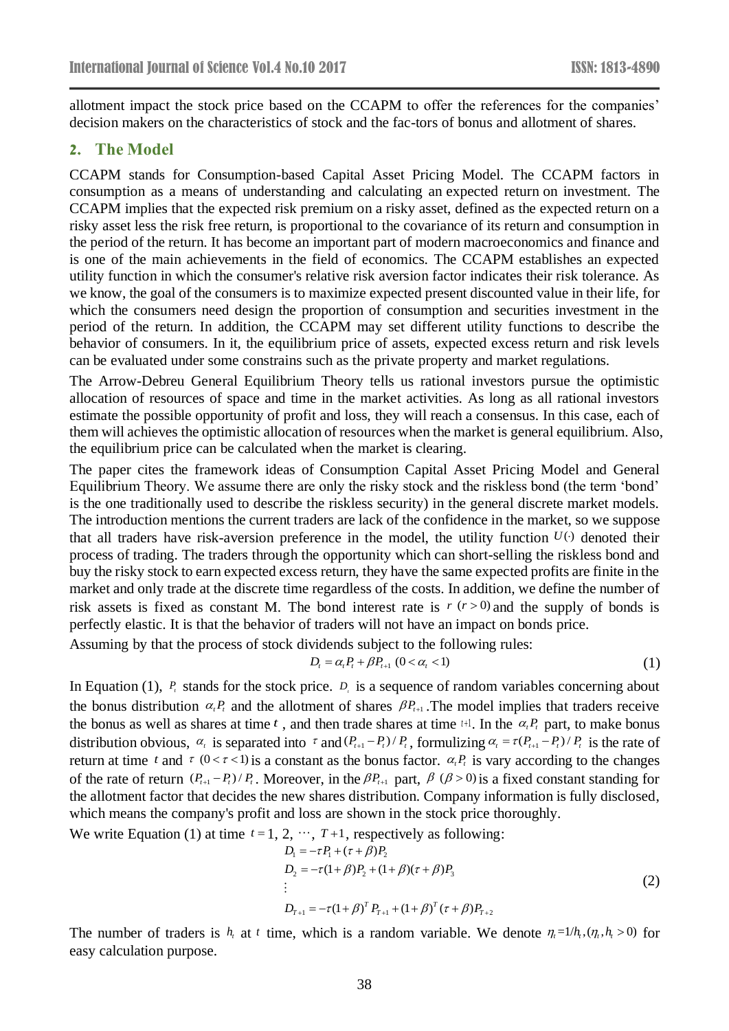allotment impact the stock price based on the CCAPM to offer the references for the companies' decision makers on the characteristics of stock and the fac-tors of bonus and allotment of shares.

## 2. The Model

CCAPM stands for Consumption-based Capital Asset Pricing Model. The CCAPM factors in consumption as a means of understanding and calculating an expected return on investment. The CCAPM implies that the expected risk premium on a risky asset, defined as the expected return on a risky asset less the risk free return, is proportional to the covariance of its return and consumption in the period of the return. It has become an important part of modern macroeconomics and finance and is one of the main achievements in the field of economics. The CCAPM establishes an expected utility function in which the consumer's relative risk aversion factor indicates their risk tolerance. As we know, the goal of the consumers is to maximize expected present discounted value in their life, for which the consumers need design the proportion of consumption and securities investment in the period of the return. In addition, the CCAPM may set different utility functions to describe the behavior of consumers. In it, the equilibrium price of assets, expected excess return and risk levels can be evaluated under some constrains such as the private property and market regulations.

The Arrow-Debreu General Equilibrium Theory tells us rational investors pursue the optimistic allocation of resources of space and time in the market activities. As long as all rational investors estimate the possible opportunity of profit and loss, they will reach a consensus. In this case, each of them will achieves the optimistic allocation of resources when the market is general equilibrium. Also, the equilibrium price can be calculated when the market is clearing.

The paper cites the framework ideas of Consumption Capital Asset Pricing Model and General Equilibrium Theory. We assume there are only the risky stock and the riskless bond (the term 'bond' is the one traditionally used to describe the riskless security) in the general discrete market models. The introduction mentions the current traders are lack of the confidence in the market, so we suppose that all traders have risk-aversion preference in the model, the utility function $U(\cdot)$ denoted their process of trading. The traders through the opportunity which can short-selling the riskless bond and buy the risky stock to earn expected excess return, they have the same expected profits are finite in the market and only trade at the discrete time regardless of the costs. In addition, we define the number of risk assets is fixed as constant M. The bond interest rate is $r$ $(r>0)$ and the supply of bonds is perfectly elastic. It is that the behavior of traders will not have an impact on bonds price.

Assuming by that the process of stock dividends subject to the following rules:

$$D_t = \alpha_t P_t + \beta P_{t+1} \ (0 < \alpha_t < 1) \tag{1}$$

In Equation (1), $P_t$ stands for the stock price. $D_t$ is a sequence of random variables concerning about the bonus distribution $\alpha_t P_t$ and the allotment of shares $\beta P_{t+1}$. The model implies that traders receive the bonus as well as shares at time $t$, and then trade shares at time $t+1$. In the $\alpha_t P_t$ part, to make bonus distribution obvious, $\alpha_t$ is separated into $\tau$ and $(P_{t+1}-P_t)/P_t$, formulizing $\alpha_t = \tau(P_{t+1}-P_t)/P_t$ is the rate of return at time $t$ and $\tau$ $(0<\tau<1)$ is a constant as the bonus factor. $\alpha_t P_t$ is vary according to the changes of the rate of return $(P_{t+1}-P_t)/P_t$. Moreover, in the $\beta P_{t+1}$ part, $\beta$ $(\beta > 0)$ is a fixed constant standing for the allotment factor that decides the new shares distribution. Company information is fully disclosed, which means the company's profit and loss are shown in the stock price thoroughly.

We write Equation (1) at time $t = 1, 2, \cdots, T+1$, respectively as following:

$$\begin{aligned}
D_1 &= -\tau P_1 + (\tau+\beta) P_2 \\
D_2 &= -\tau(1+\beta) P_2 + (1+\beta)(\tau+\beta) P_3 \\
&\vdots \\
D_{T+1} &= -\tau(1+\beta)^T P_{T+1} + (1+\beta)^T (\tau+\beta) P_{T+2}
\end{aligned} \tag{2}$$

The number of traders is $h_t$ at $t$ time, which is a random variable. We denote $\eta_t = 1/h_t, (\eta_t, h_t > 0)$ for easy calculation purpose.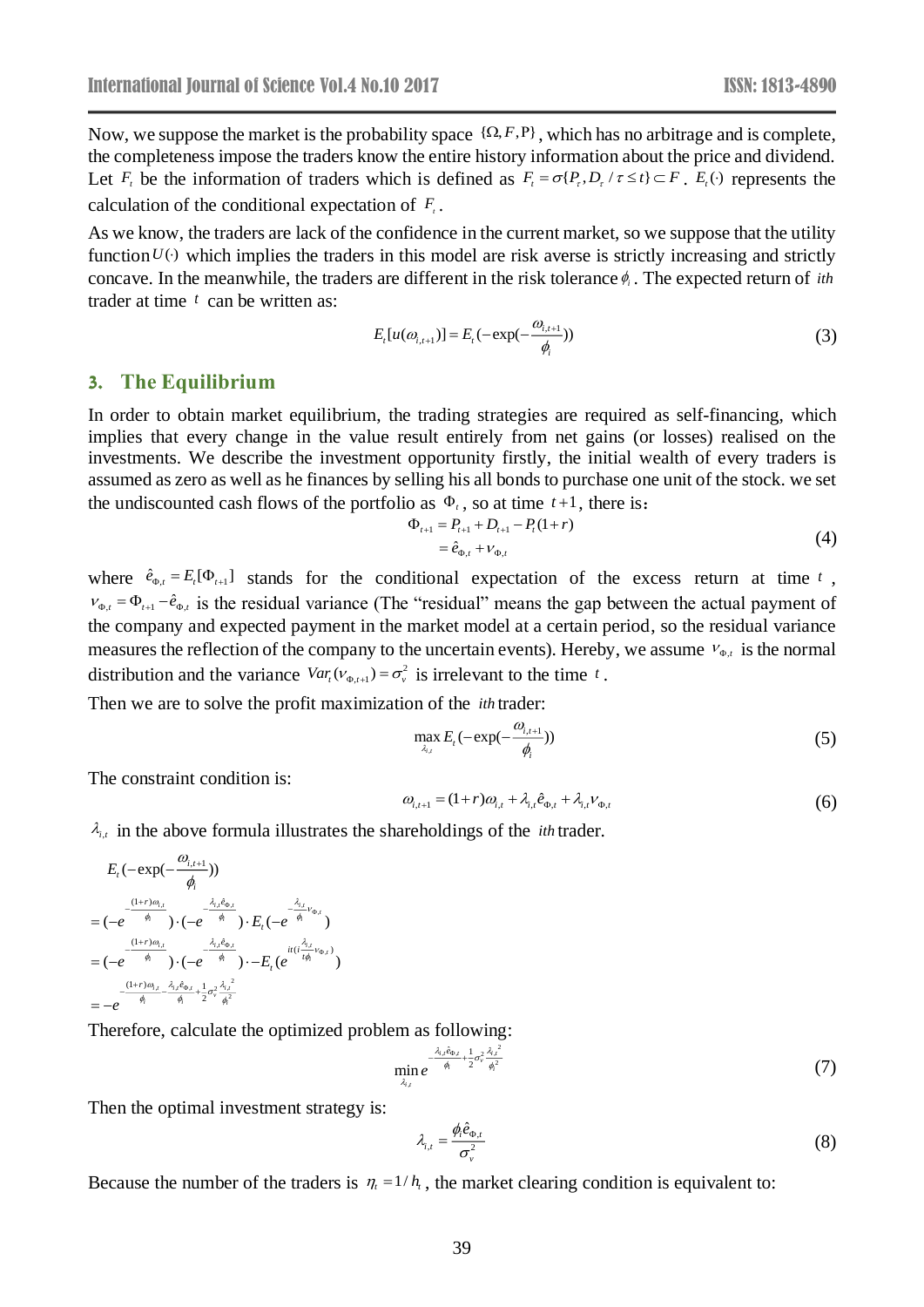Now, we suppose the market is the probability space $\{\Omega, F, \mathrm{P}\}$, which has no arbitrage and is complete, the completeness impose the traders know the entire history information about the price and dividend. Let $F_t$ be the information of traders which is defined as $F_t = \sigma\{P_\tau, D_\tau / \tau \le t\} \subset F$. $E_t(\cdot)$ represents the calculation of the conditional expectation of $F_t$.

As we know, the traders are lack of the confidence in the current market, so we suppose that the utility function $U(\cdot)$ which implies the traders in this model are risk averse is strictly increasing and strictly concave. In the meanwhile, the traders are different in the risk tolerance $\phi_i$. The expected return of $ith$ trader at time $t$ can be written as:

$$E_t[u(\omega_{i,t+1})] = E_t(-\exp(-\frac{\omega_{i,t+1}}{\phi_i})) \tag{3}$$

## 3. The Equilibrium

In order to obtain market equilibrium, the trading strategies are required as self-financing, which implies that every change in the value result entirely from net gains (or losses) realised on the investments. We describe the investment opportunity firstly, the initial wealth of every traders is assumed as zero as well as he finances by selling his all bonds to purchase one unit of the stock. we set the undiscounted cash flows of the portfolio as $\Phi_t$, so at time $t+1$, there is：

$$\begin{aligned} \Phi_{t+1} &= P_{t+1} + D_{t+1} - P_t(1+r) \\ &= \hat{e}_{\Phi,t} + \nu_{\Phi,t} \end{aligned} \tag{4}$$

where $\hat{e}_{\Phi,t} = E_t[\Phi_{t+1}]$ stands for the conditional expectation of the excess return at time $t$, $\nu_{\Phi,t} = \Phi_{t+1} - \hat{e}_{\Phi,t}$ is the residual variance (The "residual" means the gap between the actual payment of the company and expected payment in the market model at a certain period, so the residual variance measures the reflection of the company to the uncertain events). Hereby, we assume $\nu_{\Phi,t}$ is the normal distribution and the variance $Var_t(\nu_{\Phi,t+1}) = \sigma_v^2$ is irrelevant to the time $t$.

Then we are to solve the profit maximization of the $ith$ trader:

$$\max_{\lambda_{i,t}} E_t(-\exp(-\frac{\omega_{i,t+1}}{\phi_i})) \tag{5}$$

The constraint condition is:

$$\omega_{i,t+1} = (1+r)\omega_{i,t} + \lambda_{i,t}\hat{e}_{\Phi,t} + \lambda_{i,t}\nu_{\Phi,t} \tag{6}$$

$\lambda_{i,t}$ in the above formula illustrates the shareholdings of the $ith$ trader.

$$\begin{aligned} &E_t(-\exp(-\frac{\omega_{i,t+1}}{\phi_i})) \\ &= (-e^{-\frac{(1+r)\omega_{i,t}}{\phi_i}}) \cdot (-e^{-\frac{\lambda_{i,t}\hat{e}_{\Phi,t}}{\phi_i}}) \cdot E_t(-e^{-\frac{\lambda_{i,t}}{\phi_i}\nu_{\Phi,t}}) \\ &= (-e^{-\frac{(1+r)\omega_{i,t}}{\phi_i}}) \cdot (-e^{-\frac{\lambda_{i,t}\hat{e}_{\Phi,t}}{\phi_i}}) \cdot -E_t(e^{it(i\frac{\lambda_{i,t}}{t\phi_i}\nu_{\Phi,t})}) \\ &= -e^{-\frac{(1+r)\omega_{i,t}}{\phi_i} - \frac{\lambda_{i,t}\hat{e}_{\Phi,t}}{\phi_i} + \frac{1}{2}\sigma_v^2\frac{\lambda_{i,t}^2}{\phi_i^2}} \end{aligned}$$

Therefore, calculate the optimized problem as following:

$$\min_{\lambda_{i,t}} e^{-\frac{\lambda_{i,t}\hat{e}_{\Phi,t}}{\phi_i} + \frac{1}{2}\sigma_v^2\frac{\lambda_{i,t}^2}{\phi_i^2}} \tag{7}$$

Then the optimal investment strategy is:

$$\lambda_{i,t} = \frac{\phi_i \hat{e}_{\Phi,t}}{\sigma_v^2} \tag{8}$$

Because the number of the traders is $\eta_t = 1/h_t$, the market clearing condition is equivalent to: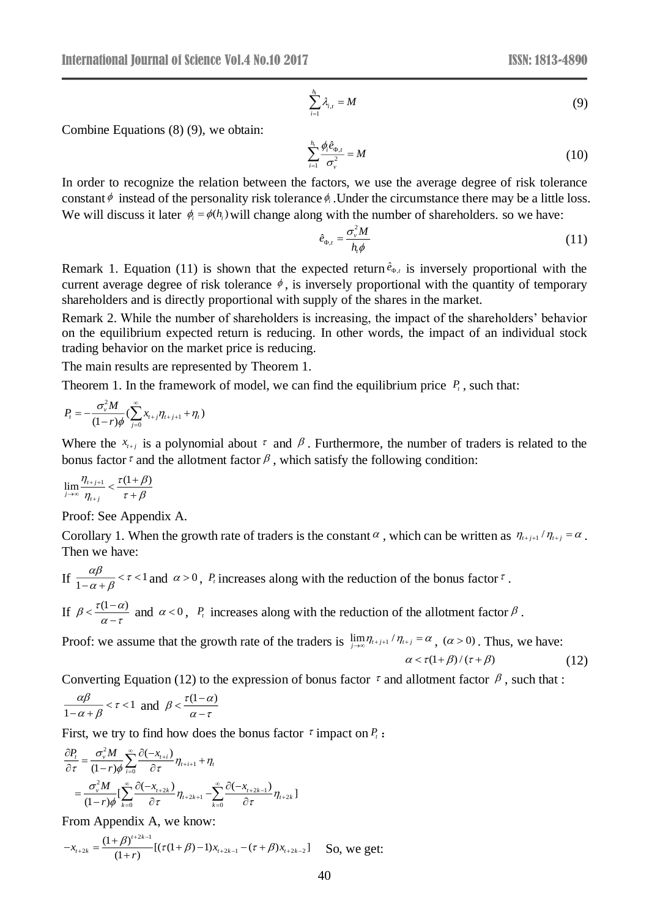$$\sum_{i=1}^{h_t} \lambda_{i,t} = M \tag{9}$$

Combine Equations (8) (9), we obtain:

$$\sum_{i=1}^{h_t} \frac{\phi_i \hat{e}_{\Phi,t}}{\sigma_v^2} = M \tag{10}$$

In order to recognize the relation between the factors, we use the average degree of risk tolerance constant $\phi$ instead of the personality risk tolerance $\phi_i$ .Under the circumstance there may be a little loss. We will discuss it later $\phi_i = \phi(h_i)$ will change along with the number of shareholders. so we have:

$$\hat{e}_{\Phi,t} = \frac{\sigma_v^2 M}{h_t \phi} \tag{11}$$

Remark 1. Equation (11) is shown that the expected return $\hat{e}_{\Phi,t}$ is inversely proportional with the current average degree of risk tolerance $\phi$, is inversely proportional with the quantity of temporary shareholders and is directly proportional with supply of the shares in the market.

Remark 2. While the number of shareholders is increasing, the impact of the shareholders' behavior on the equilibrium expected return is reducing. In other words, the impact of an individual stock trading behavior on the market price is reducing.

The main results are represented by Theorem 1.

Theorem 1. In the framework of model, we can find the equilibrium price $P_t$, such that:

$$P_t = -\frac{\sigma_v^2 M}{(1-r)\phi}\left(\sum_{j=0}^{\infty} x_{t+j}\eta_{t+j+1} + \eta_t\right)$$

Where the $x_{t+j}$ is a polynomial about $\tau$ and $\beta$. Furthermore, the number of traders is related to the bonus factor $\tau$ and the allotment factor $\beta$, which satisfy the following condition:

$$\lim_{j\to\infty} \frac{\eta_{t+j+1}}{\eta_{t+j}} < \frac{\tau(1+\beta)}{\tau+\beta}$$

Proof: See Appendix A.

Corollary 1. When the growth rate of traders is the constant $\alpha$, which can be written as $\eta_{t+j+1}/\eta_{t+j} = \alpha$. Then we have:

If $\frac{\alpha\beta}{1-\alpha+\beta} < \tau < 1$ and $\alpha > 0$, $P_t$ increases along with the reduction of the bonus factor $\tau$.

If $\beta < \frac{\tau(1-\alpha)}{\alpha-\tau}$ and $\alpha < 0$, $P_t$ increases along with the reduction of the allotment factor $\beta$.

Proof: we assume that the growth rate of the traders is $\lim_{j\to\infty} \eta_{t+j+1}/\eta_{t+j} = \alpha$, $(\alpha > 0)$. Thus, we have:

$$\alpha < \tau(1+\beta)/(\tau+\beta) \tag{12}$$

Converting Equation (12) to the expression of bonus factor $\tau$ and allotment factor $\beta$, such that :

$\frac{\alpha\beta}{1-\alpha+\beta} < \tau < 1$ and $\beta < \frac{\tau(1-\alpha)}{\alpha-\tau}$

First, we try to find how does the bonus factor $\tau$ impact on $P_t$ :

$$\begin{aligned}
\frac{\partial P_t}{\partial \tau} &= \frac{\sigma_v^2 M}{(1-r)\phi}\sum_{i=0}^{\infty}\frac{\partial(-x_{t+i})}{\partial \tau}\eta_{t+i+1} + \eta_t \\
&= \frac{\sigma_v^2 M}{(1-r)\phi}\left[\sum_{k=0}^{\infty}\frac{\partial(-x_{t+2k})}{\partial \tau}\eta_{t+2k+1} - \sum_{k=0}^{\infty}\frac{\partial(-x_{t+2k-1})}{\partial \tau}\eta_{t+2k}\right]
\end{aligned}$$

From Appendix A, we know:

$-x_{t+2k} = \frac{(1+\beta)^{t+2k-1}}{(1+r)}[(\tau(1+\beta)-1)x_{t+2k-1} - (\tau+\beta)x_{t+2k-2}]$ So, we get: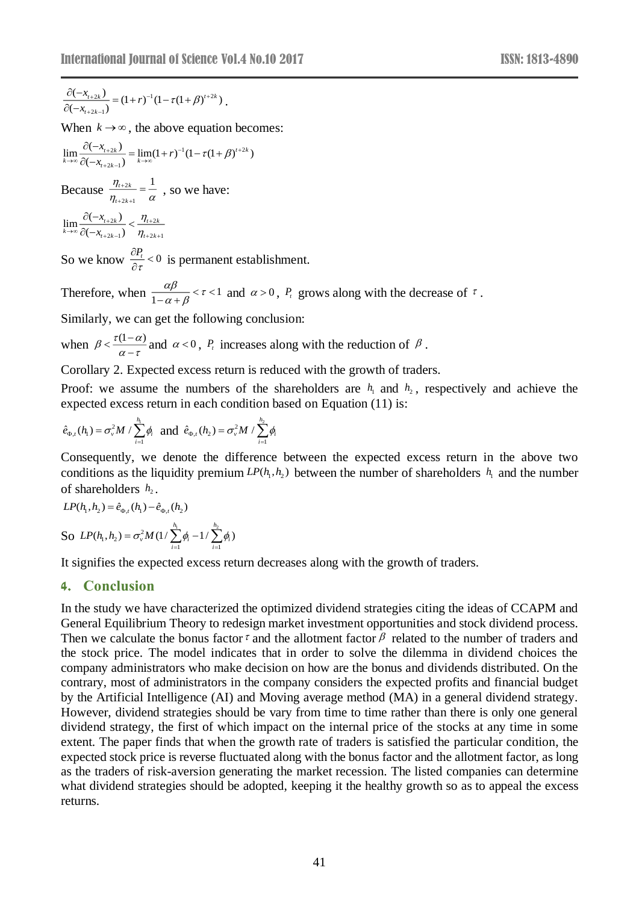$$\frac{\partial(-x_{t+2k})}{\partial(-x_{t+2k-1})} = (1+r)^{-1}(1-\tau(1+\beta)^{t+2k}).$$

When $k \to \infty$, the above equation becomes:

$$\lim_{k\to\infty}\frac{\partial(-x_{t+2k})}{\partial(-x_{t+2k-1})} = \lim_{k\to\infty}(1+r)^{-1}(1-\tau(1+\beta)^{t+2k})$$

Because $\frac{\eta_{t+2k}}{\eta_{t+2k+1}} = \frac{1}{\alpha}$, so we have:

$$\lim_{k\to\infty}\frac{\partial(-x_{t+2k})}{\partial(-x_{t+2k-1})} < \frac{\eta_{t+2k}}{\eta_{t+2k+1}}$$

So we know $\frac{\partial P_t}{\partial \tau} < 0$ is permanent establishment.

Therefore, when $\frac{\alpha\beta}{1-\alpha+\beta} < \tau < 1$ and $\alpha > 0$, $P_t$ grows along with the decrease of $\tau$.

Similarly, we can get the following conclusion:

when $\beta < \frac{\tau(1-\alpha)}{\alpha-\tau}$ and $\alpha < 0$, $P_t$ increases along with the reduction of $\beta$.

Corollary 2. Expected excess return is reduced with the growth of traders.

Proof: we assume the numbers of the shareholders are $h_1$ and $h_2$, respectively and achieve the expected excess return in each condition based on Equation (11) is:

$$\hat{e}_{\Phi,t}(h_1) = \sigma_v^2 M / \sum_{i=1}^{h_1}\phi_i \text{ and } \hat{e}_{\Phi,t}(h_2) = \sigma_v^2 M / \sum_{i=1}^{h_2}\phi_i$$

Consequently, we denote the difference between the expected excess return in the above two conditions as the liquidity premium $LP(h_1,h_2)$ between the number of shareholders $h_1$ and the number of shareholders $h_2$.

$$LP(h_1,h_2) = \hat{e}_{\Phi,t}(h_1) - \hat{e}_{\Phi,t}(h_2)$$

So $LP(h_1,h_2) = \sigma_v^2 M(1/\sum_{i=1}^{h_1}\phi_i - 1/\sum_{i=1}^{h_2}\phi_i)$

It signifies the expected excess return decreases along with the growth of traders.

## 4. Conclusion

In the study we have characterized the optimized dividend strategies citing the ideas of CCAPM and General Equilibrium Theory to redesign market investment opportunities and stock dividend process. Then we calculate the bonus factor $\tau$ and the allotment factor $\beta$ related to the number of traders and the stock price. The model indicates that in order to solve the dilemma in dividend choices the company administrators who make decision on how are the bonus and dividends distributed. On the contrary, most of administrators in the company considers the expected profits and financial budget by the Artificial Intelligence (AI) and Moving average method (MA) in a general dividend strategy. However, dividend strategies should be vary from time to time rather than there is only one general dividend strategy, the first of which impact on the internal price of the stocks at any time in some extent. The paper finds that when the growth rate of traders is satisfied the particular condition, the expected stock price is reverse fluctuated along with the bonus factor and the allotment factor, as long as the traders of risk-aversion generating the market recession. The listed companies can determine what dividend strategies should be adopted, keeping it the healthy growth so as to appeal the excess returns.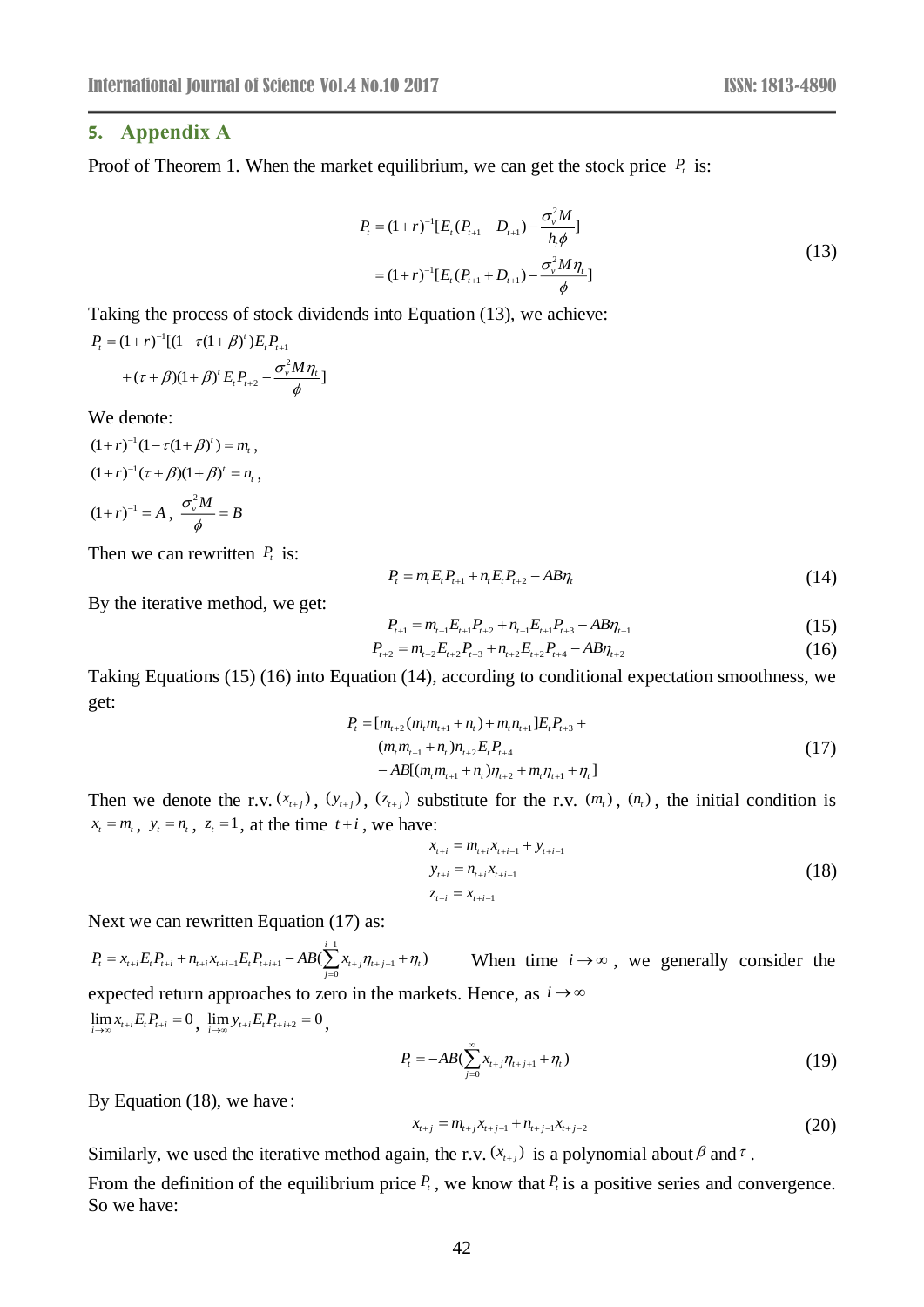## 5. Appendix A

Proof of Theorem 1. When the market equilibrium, we can get the stock price $P_t$ is:

$$\begin{aligned} P_t &= (1+r)^{-1}[E_t(P_{t+1}+D_{t+1}) - \frac{\sigma_v^2 M}{h_t \phi}] \\ &= (1+r)^{-1}[E_t(P_{t+1}+D_{t+1}) - \frac{\sigma_v^2 M \eta_t}{\phi}] \end{aligned} \tag{13}$$

Taking the process of stock dividends into Equation (13), we achieve:

$$\begin{aligned} P_t = (1+r)^{-1}[&(1-\tau(1+\beta)^t)E_t P_{t+1} \\ &+ (\tau+\beta)(1+\beta)^t E_t P_{t+2} - \frac{\sigma_v^2 M \eta_t}{\phi}] \end{aligned}$$

We denote:

$(1+r)^{-1}(1-\tau(1+\beta)^t) = m_t$,

$(1+r)^{-1}(\tau+\beta)(1+\beta)^t = n_t$,

$(1+r)^{-1} = A$, $\frac{\sigma_v^2 M}{\phi} = B$

Then we can rewritten $P_t$ is:

$$P_t = m_t E_t P_{t+1} + n_t E_t P_{t+2} - AB\eta_t \tag{14}$$

By the iterative method, we get:

$$P_{t+1} = m_{t+1} E_{t+1} P_{t+2} + n_{t+1} E_{t+1} P_{t+3} - AB\eta_{t+1} \tag{15}$$

$$P_{t+2} = m_{t+2} E_{t+2} P_{t+3} + n_{t+2} E_{t+2} P_{t+4} - AB\eta_{t+2} \tag{16}$$

Taking Equations (15) (16) into Equation (14), according to conditional expectation smoothness, we get:

$$\begin{aligned} P_t = &[m_{t+2}(m_t m_{t+1} + n_t) + m_t n_{t+1}] E_t P_{t+3} + \\ &(m_t m_{t+1} + n_t) n_{t+2} E_t P_{t+4} \\ &- AB[(m_t m_{t+1} + n_t)\eta_{t+2} + m_t \eta_{t+1} + \eta_t] \end{aligned} \tag{17}$$

Then we denote the r.v. $(x_{t+j})$, $(y_{t+j})$, $(z_{t+j})$ substitute for the r.v. $(m_t)$, $(n_t)$, the initial condition is $x_t = m_t$, $y_t = n_t$, $z_t = 1$, at the time $t+i$, we have:

$$\begin{aligned} x_{t+i} &= m_{t+i} x_{t+i-1} + y_{t+i-1} \\ y_{t+i} &= n_{t+i} x_{t+i-1} \\ z_{t+i} &= x_{t+i-1} \end{aligned} \tag{18}$$

Next we can rewritten Equation (17) as:

$P_t = x_{t+i} E_t P_{t+i} + n_{t+i} x_{t+i-1} E_t P_{t+i+1} - AB(\sum_{j=0}^{i-1} x_{t+j}\eta_{t+j+1} + \eta_t)$ When time $i \to \infty$, we generally consider the expected return approaches to zero in the markets. Hence, as $i \to \infty$

$\lim_{i\to\infty} x_{t+i} E_t P_{t+i} = 0$, $\lim_{i\to\infty} y_{t+i} E_t P_{t+i+2} = 0$,

$$P_t = -AB(\sum_{j=0}^{\infty} x_{t+j}\eta_{t+j+1} + \eta_t) \tag{19}$$

By Equation (18), we have:

$$x_{t+j} = m_{t+j} x_{t+j-1} + n_{t+j-1} x_{t+j-2} \tag{20}$$

Similarly, we used the iterative method again, the r.v. $(x_{t+j})$ is a polynomial about $\beta$ and $\tau$.

From the definition of the equilibrium price $P_t$, we know that $P_t$ is a positive series and convergence. So we have: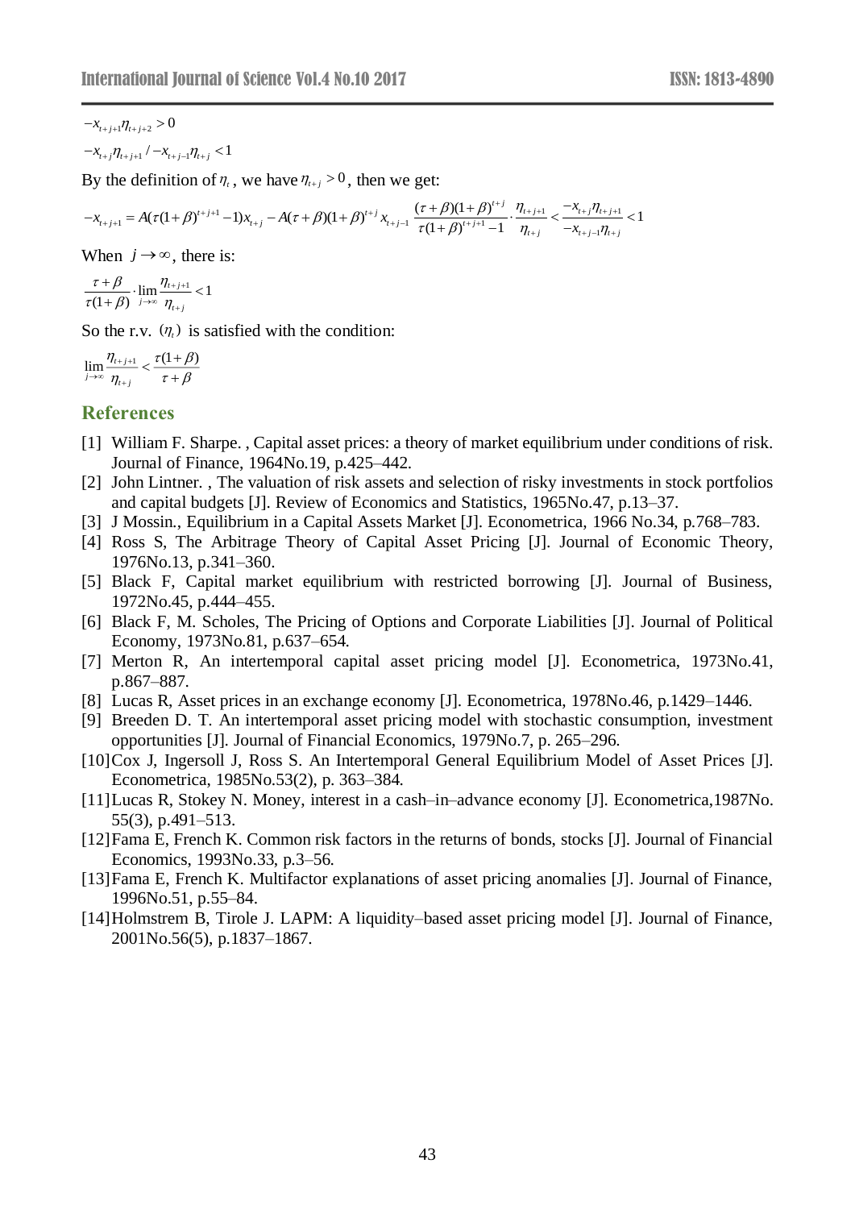$$-x_{t+j+1}\eta_{t+j+2} > 0$$

$$-x_{t+j}\eta_{t+j+1} / -x_{t+j-1}\eta_{t+j} < 1$$

By the definition of $\eta_t$, we have $\eta_{t+j} > 0$, then we get:

$$-x_{t+j+1} = A(\tau(1+\beta)^{t+j+1}-1)x_{t+j} - A(\tau+\beta)(1+\beta)^{t+j}x_{t+j-1}\ \frac{(\tau+\beta)(1+\beta)^{t+j}}{\tau(1+\beta)^{t+j+1}-1}\cdot\frac{\eta_{t+j+1}}{\eta_{t+j}} < \frac{-x_{t+j}\eta_{t+j+1}}{-x_{t+j-1}\eta_{t+j}} < 1$$

When $j \to \infty$, there is:

$$\frac{\tau+\beta}{\tau(1+\beta)}\cdot\lim_{j\to\infty}\frac{\eta_{t+j+1}}{\eta_{t+j}} < 1$$

So the r.v. ($\eta_t$) is satisfied with the condition:

$$\lim_{j\to\infty}\frac{\eta_{t+j+1}}{\eta_{t+j}} < \frac{\tau(1+\beta)}{\tau+\beta}$$

## References

[1] William F. Sharpe. , Capital asset prices: a theory of market equilibrium under conditions of risk. Journal of Finance, 1964No.19, p.425–442.

[2] John Lintner. , The valuation of risk assets and selection of risky investments in stock portfolios and capital budgets [J]. Review of Economics and Statistics, 1965No.47, p.13–37.

[3] J Mossin., Equilibrium in a Capital Assets Market [J]. Econometrica, 1966 No.34, p.768–783.

[4] Ross S, The Arbitrage Theory of Capital Asset Pricing [J]. Journal of Economic Theory, 1976No.13, p.341–360.

[5] Black F, Capital market equilibrium with restricted borrowing [J]. Journal of Business, 1972No.45, p.444–455.

[6] Black F, M. Scholes, The Pricing of Options and Corporate Liabilities [J]. Journal of Political Economy, 1973No.81, p.637–654.

[7] Merton R, An intertemporal capital asset pricing model [J]. Econometrica, 1973No.41, p.867–887.

[8] Lucas R, Asset prices in an exchange economy [J]. Econometrica, 1978No.46, p.1429–1446.

[9] Breeden D. T. An intertemporal asset pricing model with stochastic consumption, investment opportunities [J]. Journal of Financial Economics, 1979No.7, p. 265–296.

[10] Cox J, Ingersoll J, Ross S. An Intertemporal General Equilibrium Model of Asset Prices [J]. Econometrica, 1985No.53(2), p. 363–384.

[11] Lucas R, Stokey N. Money, interest in a cash–in–advance economy [J]. Econometrica,1987No. 55(3), p.491–513.

[12] Fama E, French K. Common risk factors in the returns of bonds, stocks [J]. Journal of Financial Economics, 1993No.33, p.3–56.

[13] Fama E, French K. Multifactor explanations of asset pricing anomalies [J]. Journal of Finance, 1996No.51, p.55–84.

[14] Holmstrem B, Tirole J. LAPM: A liquidity–based asset pricing model [J]. Journal of Finance, 2001No.56(5), p.1837–1867.